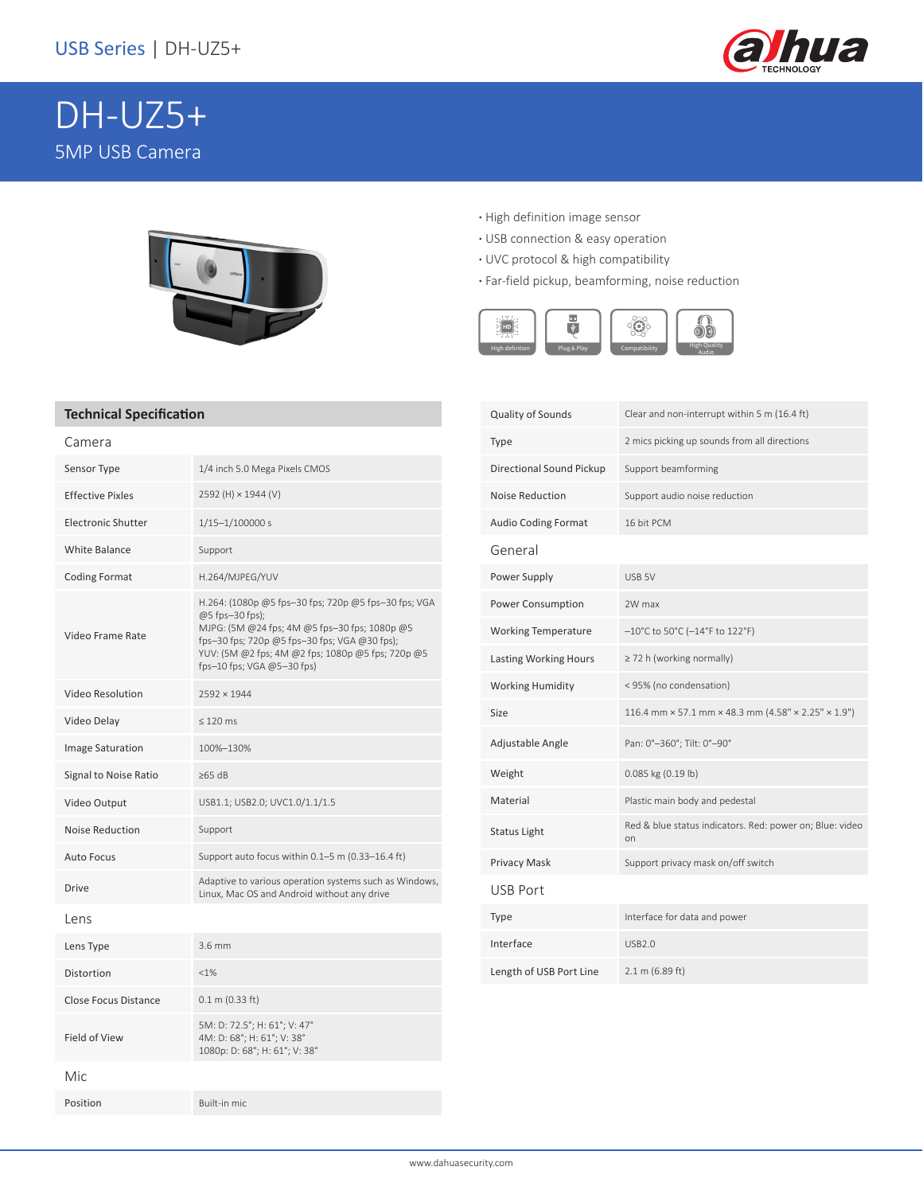# DH-UZ5+

5MP USB Camera

- High definition image sensor
- USB connection & easy operation
- UVC protocol & high compatibility
- Far-field pickup, beamforming, noise reduction

High defintion | Plug & Play | Compatibility | High Quality Audio

## Technical Specification

### Camera

| | |
|---|---|
| Sensor Type | 1/4 inch 5.0 Mega Pixels CMOS |
| Effective Pixles | 2592 (H) × 1944 (V) |
| Electronic Shutter | 1/15–1/100000 s |
| White Balance | Support |
| Coding Format | H.264/MJPEG/YUV |
| Video Frame Rate | H.264: (1080p @5 fps–30 fps; 720p @5 fps–30 fps; VGA @5 fps–30 fps);<br>MJPG: (5M @24 fps; 4M @5 fps–30 fps; 1080p @5 fps–30 fps; 720p @5 fps–30 fps; VGA @30 fps);<br>YUV: (5M @2 fps; 4M @2 fps; 1080p @5 fps; 720p @5 fps–10 fps; VGA @5–30 fps) |
| Video Resolution | 2592 × 1944 |
| Video Delay | ≤ 120 ms |
| Image Saturation | 100%–130% |
| Signal to Noise Ratio | ≥65 dB |
| Video Output | USB1.1; USB2.0; UVC1.0/1.1/1.5 |
| Noise Reduction | Support |
| Auto Focus | Support auto focus within 0.1–5 m (0.33–16.4 ft) |
| Drive | Adaptive to various operation systems such as Windows, Linux, Mac OS and Android without any drive |

### Lens

| | |
|---|---|
| Lens Type | 3.6 mm |
| Distortion | <1% |
| Close Focus Distance | 0.1 m (0.33 ft) |
| Field of View | 5M: D: 72.5°; H: 61°; V: 47°<br>4M: D: 68°; H: 61°; V: 38°<br>1080p: D: 68°; H: 61°; V: 38° |

### Mic

| | |
|---|---|
| Position | Built-in mic |
| Quality of Sounds | Clear and non-interrupt within 5 m (16.4 ft) |
| Type | 2 mics picking up sounds from all directions |
| Directional Sound Pickup | Support beamforming |
| Noise Reduction | Support audio noise reduction |
| Audio Coding Format | 16 bit PCM |

### General

| | |
|---|---|
| Power Supply | USB 5V |
| Power Consumption | 2W max |
| Working Temperature | –10°C to 50°C (–14°F to 122°F) |
| Lasting Working Hours | ≥ 72 h (working normally) |
| Working Humidity | < 95% (no condensation) |
| Size | 116.4 mm × 57.1 mm × 48.3 mm (4.58" × 2.25" × 1.9") |
| Adjustable Angle | Pan: 0°–360°; Tilt: 0°–90° |
| Weight | 0.085 kg (0.19 lb) |
| Material | Plastic main body and pedestal |
| Status Light | Red & blue status indicators. Red: power on; Blue: video on |
| Privacy Mask | Support privacy mask on/off switch |

### USB Port

| | |
|---|---|
| Type | Interface for data and power |
| Interface | USB2.0 |
| Length of USB Port Line | 2.1 m (6.89 ft) |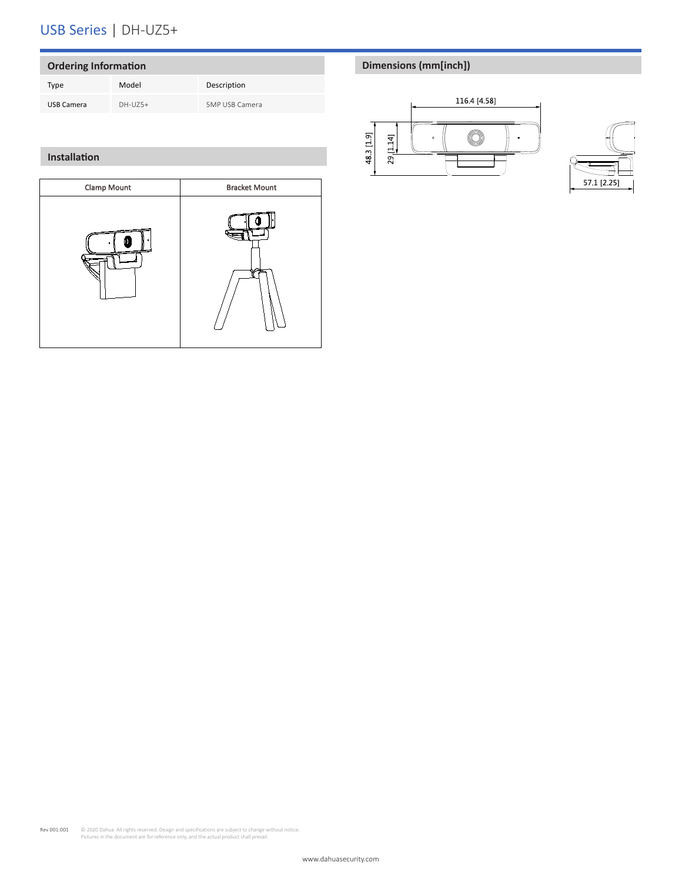## Ordering Information

| Type | Model | Description |
|---|---|---|
| USB Camera | DH-UZ5+ | 5MP USB Camera |

## Installation

| Clamp Mount | Bracket Mount |
|---|---|
| | |

## Dimensions (mm[inch])

116.4 [4.58]

48.3 [1.9]

29 [1.14]

57.1 [2.25]

Rev 001.001 © 2020 Dahua. All rights reserved. Design and specifications are subject to change without notice. Pictures in the document are for reference only, and the actual product shall prevail.

www.dahuasecurity.com